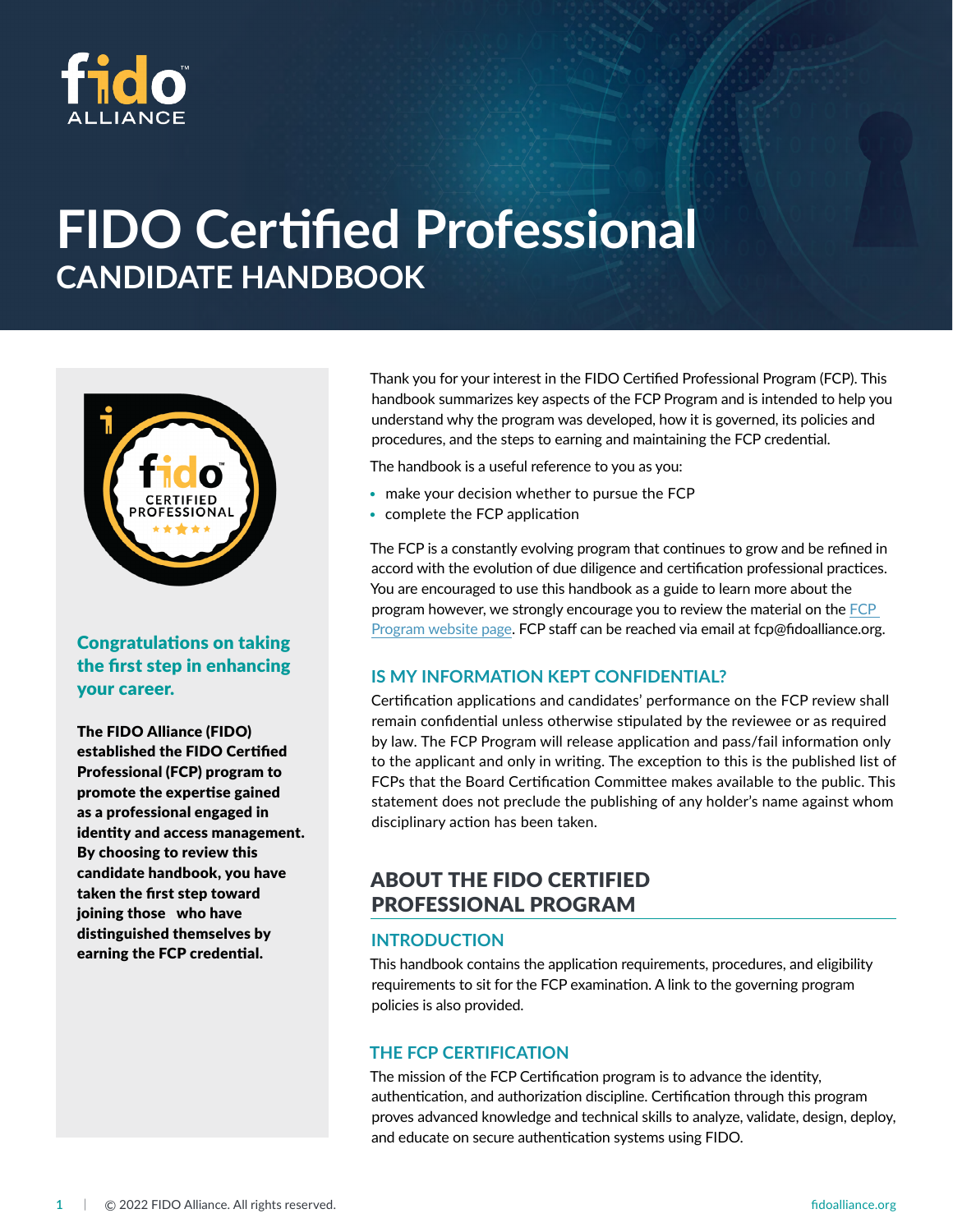# FIDO Certified Professional

## CANDIDATE HANDBOOK

**Congratulations on taking the first step in enhancing your career.**

**The FIDO Alliance (FIDO) established the FIDO Certified Professional (FCP) program to promote the expertise gained as a professional engaged in identity and access management. By choosing to review this candidate handbook, you have taken the first step toward joining those who have distinguished themselves by earning the FCP credential.**

Thank you for your interest in the FIDO Certified Professional Program (FCP). This handbook summarizes key aspects of the FCP Program and is intended to help you understand why the program was developed, how it is governed, its policies and procedures, and the steps to earning and maintaining the FCP credential.

The handbook is a useful reference to you as you:

- make your decision whether to pursue the FCP
- complete the FCP application

The FCP is a constantly evolving program that continues to grow and be refined in accord with the evolution of due diligence and certification professional practices. You are encouraged to use this handbook as a guide to learn more about the program however, we strongly encourage you to review the material on the FCP Program website page. FCP staff can be reached via email at fcp@fidoalliance.org.

### IS MY INFORMATION KEPT CONFIDENTIAL?

Certification applications and candidates' performance on the FCP review shall remain confidential unless otherwise stipulated by the reviewee or as required by law. The FCP Program will release application and pass/fail information only to the applicant and only in writing. The exception to this is the published list of FCPs that the Board Certification Committee makes available to the public. This statement does not preclude the publishing of any holder's name against whom disciplinary action has been taken.

## ABOUT THE FIDO CERTIFIED PROFESSIONAL PROGRAM

### INTRODUCTION

This handbook contains the application requirements, procedures, and eligibility requirements to sit for the FCP examination. A link to the governing program policies is also provided.

### THE FCP CERTIFICATION

The mission of the FCP Certification program is to advance the identity, authentication, and authorization discipline. Certification through this program proves advanced knowledge and technical skills to analyze, validate, design, deploy, and educate on secure authentication systems using FIDO.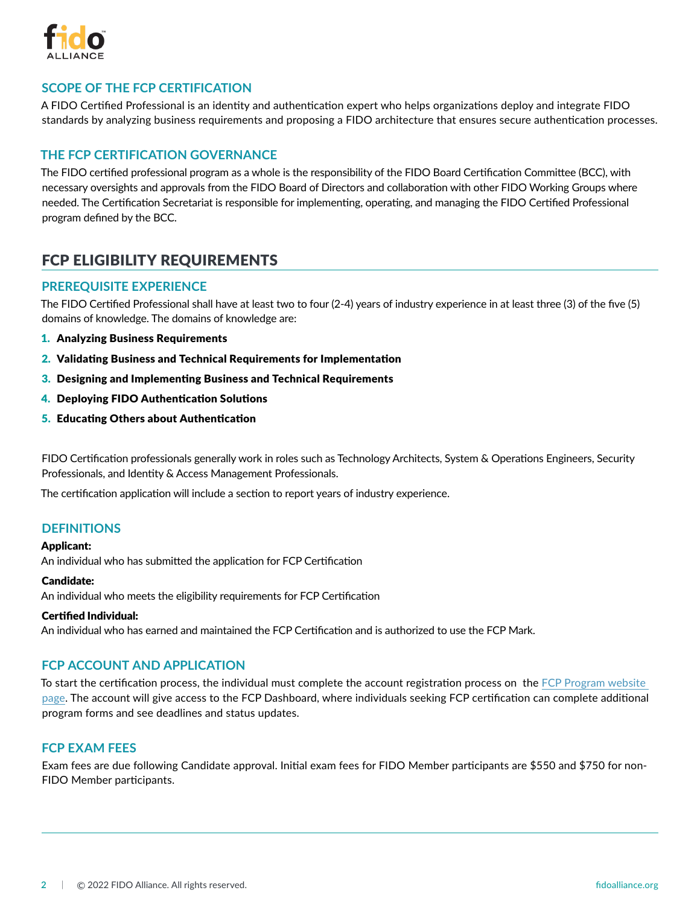### SCOPE OF THE FCP CERTIFICATION

A FIDO Certified Professional is an identity and authentication expert who helps organizations deploy and integrate FIDO standards by analyzing business requirements and proposing a FIDO architecture that ensures secure authentication processes.

### THE FCP CERTIFICATION GOVERNANCE

The FIDO certified professional program as a whole is the responsibility of the FIDO Board Certification Committee (BCC), with necessary oversights and approvals from the FIDO Board of Directors and collaboration with other FIDO Working Groups where needed. The Certification Secretariat is responsible for implementing, operating, and managing the FIDO Certified Professional program defined by the BCC.

## FCP ELIGIBILITY REQUIREMENTS

### PREREQUISITE EXPERIENCE

The FIDO Certified Professional shall have at least two to four (2-4) years of industry experience in at least three (3) of the five (5) domains of knowledge. The domains of knowledge are:

1. **Analyzing Business Requirements**
2. **Validating Business and Technical Requirements for Implementation**
3. **Designing and Implementing Business and Technical Requirements**
4. **Deploying FIDO Authentication Solutions**
5. **Educating Others about Authentication**

FIDO Certification professionals generally work in roles such as Technology Architects, System & Operations Engineers, Security Professionals, and Identity & Access Management Professionals.

The certification application will include a section to report years of industry experience.

### DEFINITIONS

**Applicant:**
An individual who has submitted the application for FCP Certification

**Candidate:**
An individual who meets the eligibility requirements for FCP Certification

**Certified Individual:**
An individual who has earned and maintained the FCP Certification and is authorized to use the FCP Mark.

### FCP ACCOUNT AND APPLICATION

To start the certification process, the individual must complete the account registration process on the FCP Program website page. The account will give access to the FCP Dashboard, where individuals seeking FCP certification can complete additional program forms and see deadlines and status updates.

### FCP EXAM FEES

Exam fees are due following Candidate approval. Initial exam fees for FIDO Member participants are $550 and $750 for non-FIDO Member participants.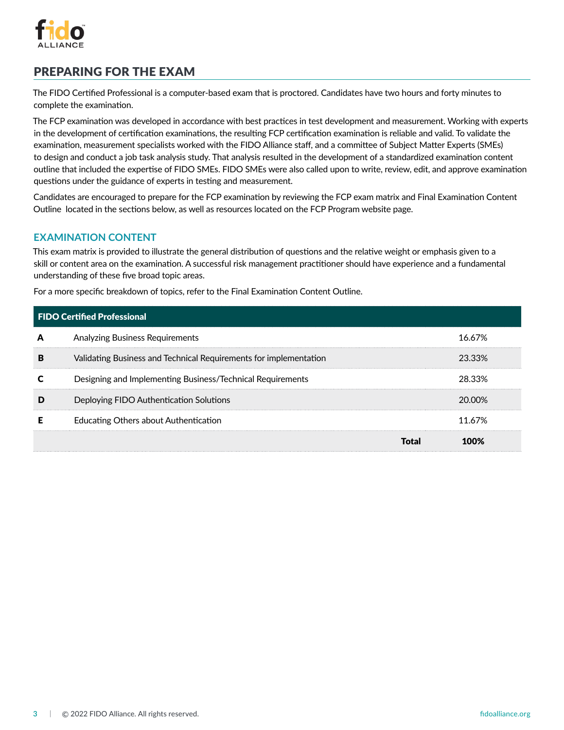## PREPARING FOR THE EXAM

The FIDO Certified Professional is a computer-based exam that is proctored. Candidates have two hours and forty minutes to complete the examination.

The FCP examination was developed in accordance with best practices in test development and measurement. Working with experts in the development of certification examinations, the resulting FCP certification examination is reliable and valid. To validate the examination, measurement specialists worked with the FIDO Alliance staff, and a committee of Subject Matter Experts (SMEs) to design and conduct a job task analysis study. That analysis resulted in the development of a standardized examination content outline that included the expertise of FIDO SMEs. FIDO SMEs were also called upon to write, review, edit, and approve examination questions under the guidance of experts in testing and measurement.

Candidates are encouraged to prepare for the FCP examination by reviewing the FCP exam matrix and Final Examination Content Outline located in the sections below, as well as resources located on the FCP Program website page.

### EXAMINATION CONTENT

This exam matrix is provided to illustrate the general distribution of questions and the relative weight or emphasis given to a skill or content area on the examination. A successful risk management practitioner should have experience and a fundamental understanding of these five broad topic areas.

For a more specific breakdown of topics, refer to the Final Examination Content Outline.

| FIDO Certified Professional | | |
|---|---|---|
| **A** | Analyzing Business Requirements | 16.67% |
| **B** | Validating Business and Technical Requirements for implementation | 23.33% |
| **C** | Designing and Implementing Business/Technical Requirements | 28.33% |
| **D** | Deploying FIDO Authentication Solutions | 20.00% |
| **E** | Educating Others about Authentication | 11.67% |
| | **Total** | **100%** |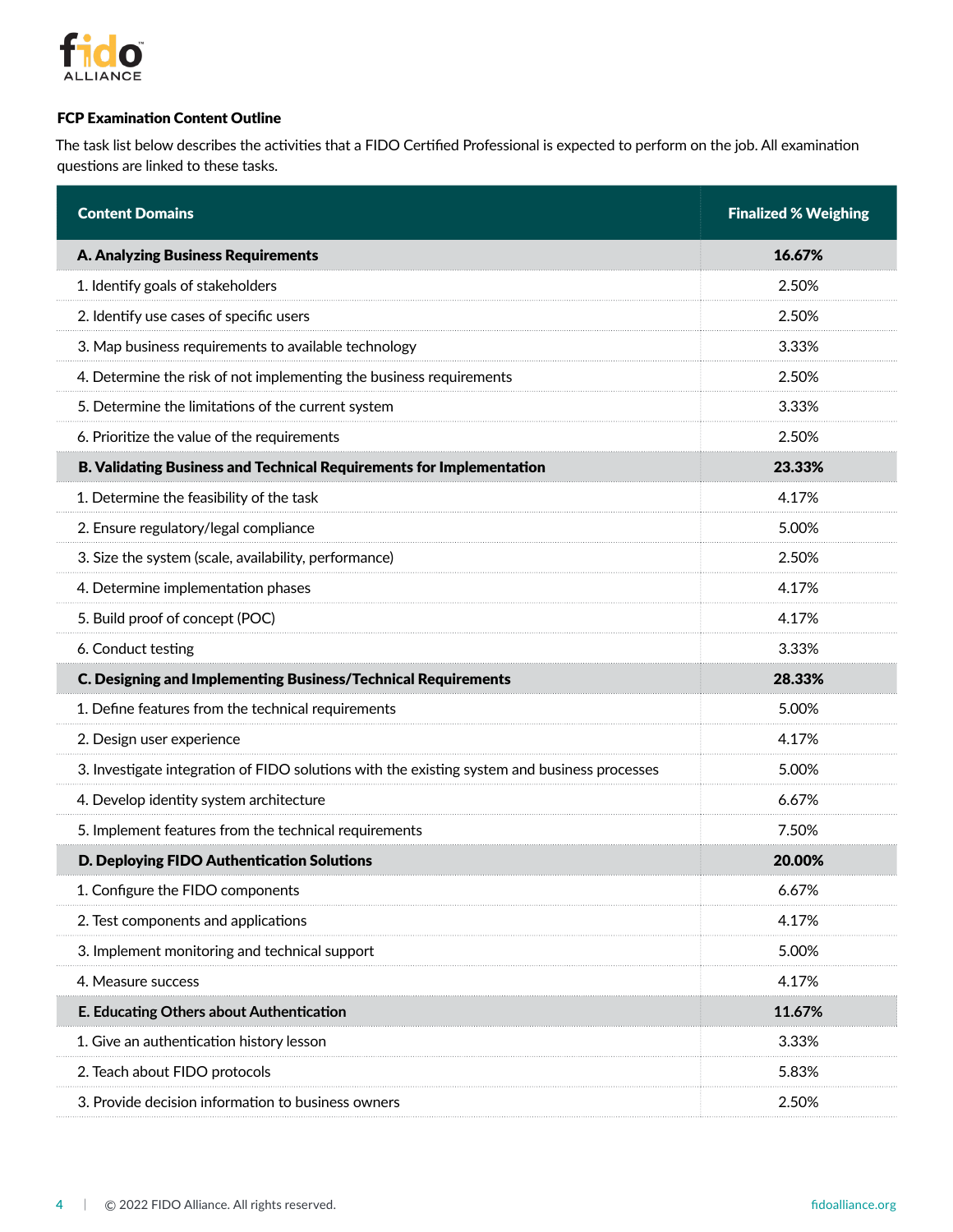## FCP Examination Content Outline

The task list below describes the activities that a FIDO Certified Professional is expected to perform on the job. All examination questions are linked to these tasks.

| Content Domains | Finalized % Weighing |
|---|---|
| **A. Analyzing Business Requirements** | **16.67%** |
| 1. Identify goals of stakeholders | 2.50% |
| 2. Identify use cases of specific users | 2.50% |
| 3. Map business requirements to available technology | 3.33% |
| 4. Determine the risk of not implementing the business requirements | 2.50% |
| 5. Determine the limitations of the current system | 3.33% |
| 6. Prioritize the value of the requirements | 2.50% |
| **B. Validating Business and Technical Requirements for Implementation** | **23.33%** |
| 1. Determine the feasibility of the task | 4.17% |
| 2. Ensure regulatory/legal compliance | 5.00% |
| 3. Size the system (scale, availability, performance) | 2.50% |
| 4. Determine implementation phases | 4.17% |
| 5. Build proof of concept (POC) | 4.17% |
| 6. Conduct testing | 3.33% |
| **C. Designing and Implementing Business/Technical Requirements** | **28.33%** |
| 1. Define features from the technical requirements | 5.00% |
| 2. Design user experience | 4.17% |
| 3. Investigate integration of FIDO solutions with the existing system and business processes | 5.00% |
| 4. Develop identity system architecture | 6.67% |
| 5. Implement features from the technical requirements | 7.50% |
| **D. Deploying FIDO Authentication Solutions** | **20.00%** |
| 1. Configure the FIDO components | 6.67% |
| 2. Test components and applications | 4.17% |
| 3. Implement monitoring and technical support | 5.00% |
| 4. Measure success | 4.17% |
| **E. Educating Others about Authentication** | **11.67%** |
| 1. Give an authentication history lesson | 3.33% |
| 2. Teach about FIDO protocols | 5.83% |
| 3. Provide decision information to business owners | 2.50% |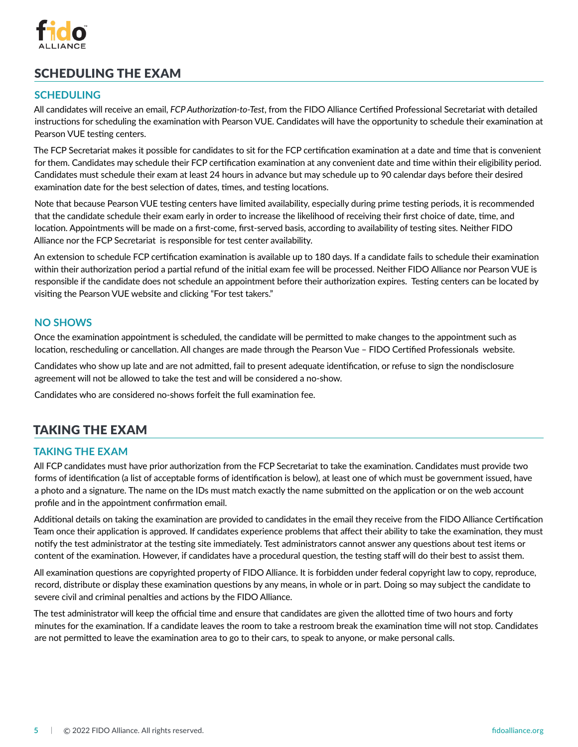# SCHEDULING THE EXAM

## SCHEDULING

All candidates will receive an email, *FCP Authorization-to-Test*, from the FIDO Alliance Certified Professional Secretariat with detailed instructions for scheduling the examination with Pearson VUE. Candidates will have the opportunity to schedule their examination at Pearson VUE testing centers.

The FCP Secretariat makes it possible for candidates to sit for the FCP certification examination at a date and time that is convenient for them. Candidates may schedule their FCP certification examination at any convenient date and time within their eligibility period. Candidates must schedule their exam at least 24 hours in advance but may schedule up to 90 calendar days before their desired examination date for the best selection of dates, times, and testing locations.

Note that because Pearson VUE testing centers have limited availability, especially during prime testing periods, it is recommended that the candidate schedule their exam early in order to increase the likelihood of receiving their first choice of date, time, and location. Appointments will be made on a first-come, first-served basis, according to availability of testing sites. Neither FIDO Alliance nor the FCP Secretariat is responsible for test center availability.

An extension to schedule FCP certification examination is available up to 180 days. If a candidate fails to schedule their examination within their authorization period a partial refund of the initial exam fee will be processed. Neither FIDO Alliance nor Pearson VUE is responsible if the candidate does not schedule an appointment before their authorization expires. Testing centers can be located by visiting the Pearson VUE website and clicking "For test takers."

## NO SHOWS

Once the examination appointment is scheduled, the candidate will be permitted to make changes to the appointment such as location, rescheduling or cancellation. All changes are made through the Pearson Vue – FIDO Certified Professionals website.

Candidates who show up late and are not admitted, fail to present adequate identification, or refuse to sign the nondisclosure agreement will not be allowed to take the test and will be considered a no-show.

Candidates who are considered no-shows forfeit the full examination fee.

# TAKING THE EXAM

## TAKING THE EXAM

All FCP candidates must have prior authorization from the FCP Secretariat to take the examination. Candidates must provide two forms of identification (a list of acceptable forms of identification is below), at least one of which must be government issued, have a photo and a signature. The name on the IDs must match exactly the name submitted on the application or on the web account profile and in the appointment confirmation email.

Additional details on taking the examination are provided to candidates in the email they receive from the FIDO Alliance Certification Team once their application is approved. If candidates experience problems that affect their ability to take the examination, they must notify the test administrator at the testing site immediately. Test administrators cannot answer any questions about test items or content of the examination. However, if candidates have a procedural question, the testing staff will do their best to assist them.

All examination questions are copyrighted property of FIDO Alliance. It is forbidden under federal copyright law to copy, reproduce, record, distribute or display these examination questions by any means, in whole or in part. Doing so may subject the candidate to severe civil and criminal penalties and actions by the FIDO Alliance.

The test administrator will keep the official time and ensure that candidates are given the allotted time of two hours and forty minutes for the examination. If a candidate leaves the room to take a restroom break the examination time will not stop. Candidates are not permitted to leave the examination area to go to their cars, to speak to anyone, or make personal calls.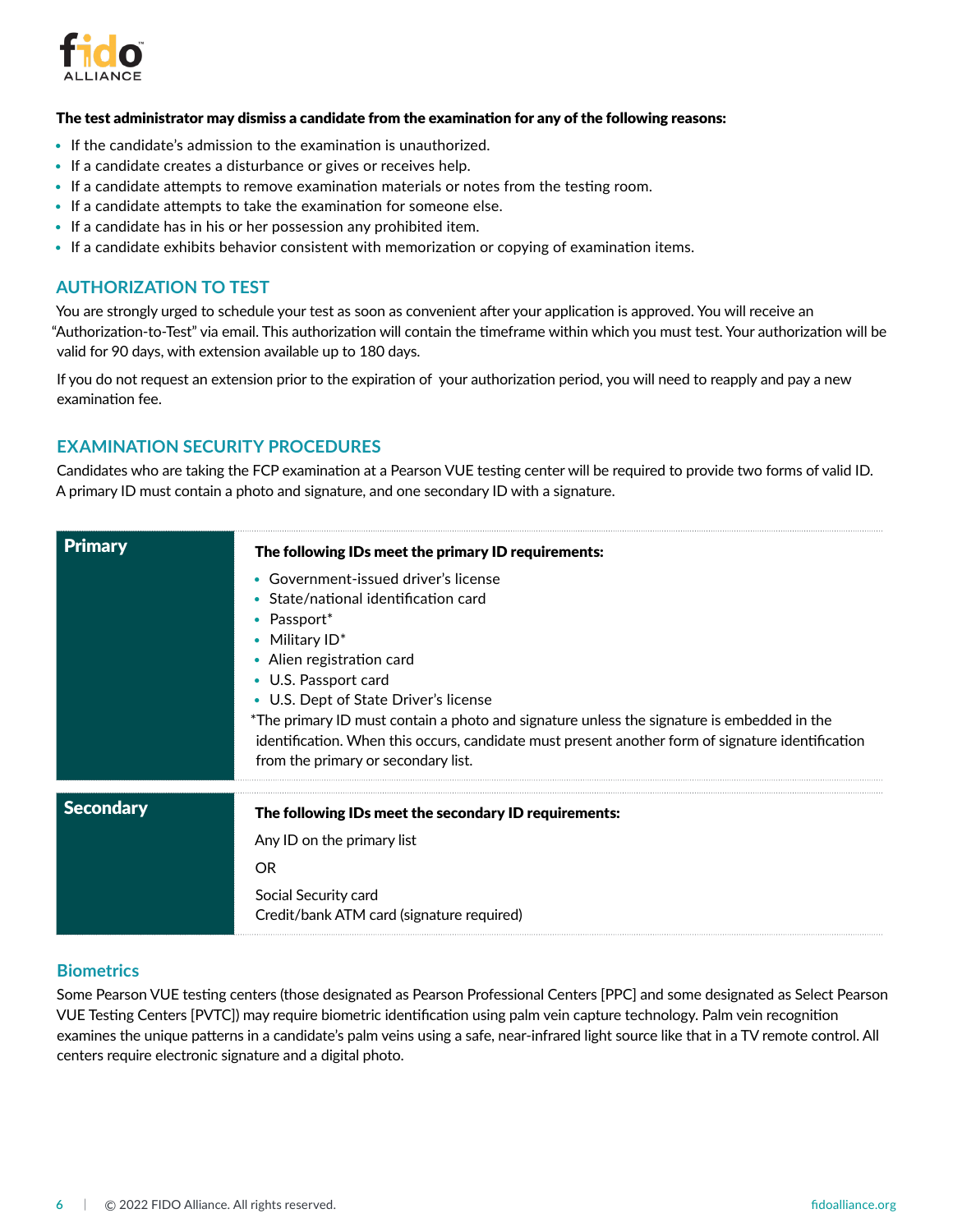**The test administrator may dismiss a candidate from the examination for any of the following reasons:**

- If the candidate's admission to the examination is unauthorized.
- If a candidate creates a disturbance or gives or receives help.
- If a candidate attempts to remove examination materials or notes from the testing room.
- If a candidate attempts to take the examination for someone else.
- If a candidate has in his or her possession any prohibited item.
- If a candidate exhibits behavior consistent with memorization or copying of examination items.

## AUTHORIZATION TO TEST

You are strongly urged to schedule your test as soon as convenient after your application is approved. You will receive an "Authorization-to-Test" via email. This authorization will contain the timeframe within which you must test. Your authorization will be valid for 90 days, with extension available up to 180 days.

If you do not request an extension prior to the expiration of your authorization period, you will need to reapply and pay a new examination fee.

## EXAMINATION SECURITY PROCEDURES

Candidates who are taking the FCP examination at a Pearson VUE testing center will be required to provide two forms of valid ID. A primary ID must contain a photo and signature, and one secondary ID with a signature.

| | |
|---|---|
| **Primary** | **The following IDs meet the primary ID requirements:**<br>• Government-issued driver's license<br>• State/national identification card<br>• Passport*<br>• Military ID*<br>• Alien registration card<br>• U.S. Passport card<br>• U.S. Dept of State Driver's license<br>*The primary ID must contain a photo and signature unless the signature is embedded in the identification. When this occurs, candidate must present another form of signature identification from the primary or secondary list. |
| **Secondary** | **The following IDs meet the secondary ID requirements:**<br>Any ID on the primary list<br>OR<br>Social Security card<br>Credit/bank ATM card (signature required) |

### Biometrics

Some Pearson VUE testing centers (those designated as Pearson Professional Centers [PPC] and some designated as Select Pearson VUE Testing Centers [PVTC]) may require biometric identification using palm vein capture technology. Palm vein recognition examines the unique patterns in a candidate's palm veins using a safe, near-infrared light source like that in a TV remote control. All centers require electronic signature and a digital photo.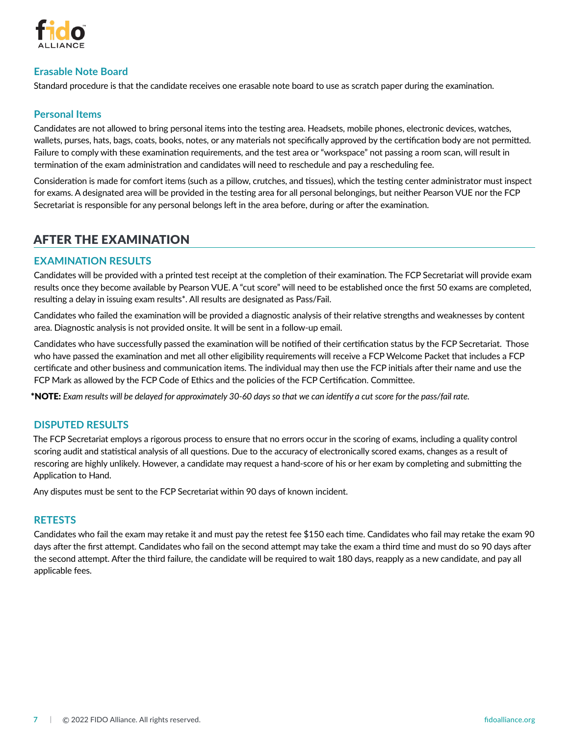### Erasable Note Board

Standard procedure is that the candidate receives one erasable note board to use as scratch paper during the examination.

### Personal Items

Candidates are not allowed to bring personal items into the testing area. Headsets, mobile phones, electronic devices, watches, wallets, purses, hats, bags, coats, books, notes, or any materials not specifically approved by the certification body are not permitted. Failure to comply with these examination requirements, and the test area or "workspace" not passing a room scan, will result in termination of the exam administration and candidates will need to reschedule and pay a rescheduling fee.

Consideration is made for comfort items (such as a pillow, crutches, and tissues), which the testing center administrator must inspect for exams. A designated area will be provided in the testing area for all personal belongings, but neither Pearson VUE nor the FCP Secretariat is responsible for any personal belongs left in the area before, during or after the examination.

## AFTER THE EXAMINATION

### EXAMINATION RESULTS

Candidates will be provided with a printed test receipt at the completion of their examination. The FCP Secretariat will provide exam results once they become available by Pearson VUE. A "cut score" will need to be established once the first 50 exams are completed, resulting a delay in issuing exam results*. All results are designated as Pass/Fail.

Candidates who failed the examination will be provided a diagnostic analysis of their relative strengths and weaknesses by content area. Diagnostic analysis is not provided onsite. It will be sent in a follow-up email.

Candidates who have successfully passed the examination will be notified of their certification status by the FCP Secretariat. Those who have passed the examination and met all other eligibility requirements will receive a FCP Welcome Packet that includes a FCP certificate and other business and communication items. The individual may then use the FCP initials after their name and use the FCP Mark as allowed by the FCP Code of Ethics and the policies of the FCP Certification. Committee.

***NOTE:** *Exam results will be delayed for approximately 30-60 days so that we can identify a cut score for the pass/fail rate.*

### DISPUTED RESULTS

The FCP Secretariat employs a rigorous process to ensure that no errors occur in the scoring of exams, including a quality control scoring audit and statistical analysis of all questions. Due to the accuracy of electronically scored exams, changes as a result of rescoring are highly unlikely. However, a candidate may request a hand-score of his or her exam by completing and submitting the Application to Hand.

Any disputes must be sent to the FCP Secretariat within 90 days of known incident.

### RETESTS

Candidates who fail the exam may retake it and must pay the retest fee $150 each time. Candidates who fail may retake the exam 90 days after the first attempt. Candidates who fail on the second attempt may take the exam a third time and must do so 90 days after the second attempt. After the third failure, the candidate will be required to wait 180 days, reapply as a new candidate, and pay all applicable fees.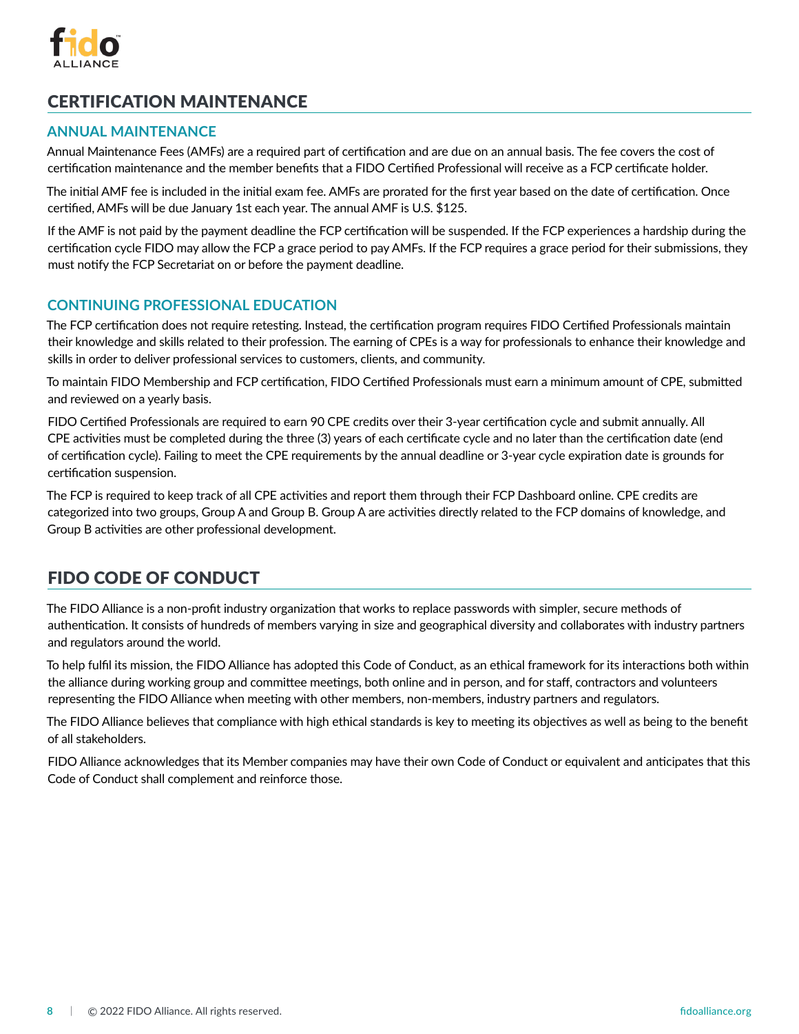## CERTIFICATION MAINTENANCE

### ANNUAL MAINTENANCE

Annual Maintenance Fees (AMFs) are a required part of certification and are due on an annual basis. The fee covers the cost of certification maintenance and the member benefits that a FIDO Certified Professional will receive as a FCP certificate holder.

The initial AMF fee is included in the initial exam fee. AMFs are prorated for the first year based on the date of certification. Once certified, AMFs will be due January 1st each year. The annual AMF is U.S. $125.

If the AMF is not paid by the payment deadline the FCP certification will be suspended. If the FCP experiences a hardship during the certification cycle FIDO may allow the FCP a grace period to pay AMFs. If the FCP requires a grace period for their submissions, they must notify the FCP Secretariat on or before the payment deadline.

### CONTINUING PROFESSIONAL EDUCATION

The FCP certification does not require retesting. Instead, the certification program requires FIDO Certified Professionals maintain their knowledge and skills related to their profession. The earning of CPEs is a way for professionals to enhance their knowledge and skills in order to deliver professional services to customers, clients, and community.

To maintain FIDO Membership and FCP certification, FIDO Certified Professionals must earn a minimum amount of CPE, submitted and reviewed on a yearly basis.

FIDO Certified Professionals are required to earn 90 CPE credits over their 3-year certification cycle and submit annually. All CPE activities must be completed during the three (3) years of each certificate cycle and no later than the certification date (end of certification cycle). Failing to meet the CPE requirements by the annual deadline or 3-year cycle expiration date is grounds for certification suspension.

The FCP is required to keep track of all CPE activities and report them through their FCP Dashboard online. CPE credits are categorized into two groups, Group A and Group B. Group A are activities directly related to the FCP domains of knowledge, and Group B activities are other professional development.

## FIDO CODE OF CONDUCT

The FIDO Alliance is a non-profit industry organization that works to replace passwords with simpler, secure methods of authentication. It consists of hundreds of members varying in size and geographical diversity and collaborates with industry partners and regulators around the world.

To help fulfil its mission, the FIDO Alliance has adopted this Code of Conduct, as an ethical framework for its interactions both within the alliance during working group and committee meetings, both online and in person, and for staff, contractors and volunteers representing the FIDO Alliance when meeting with other members, non-members, industry partners and regulators.

The FIDO Alliance believes that compliance with high ethical standards is key to meeting its objectives as well as being to the benefit of all stakeholders.

FIDO Alliance acknowledges that its Member companies may have their own Code of Conduct or equivalent and anticipates that this Code of Conduct shall complement and reinforce those.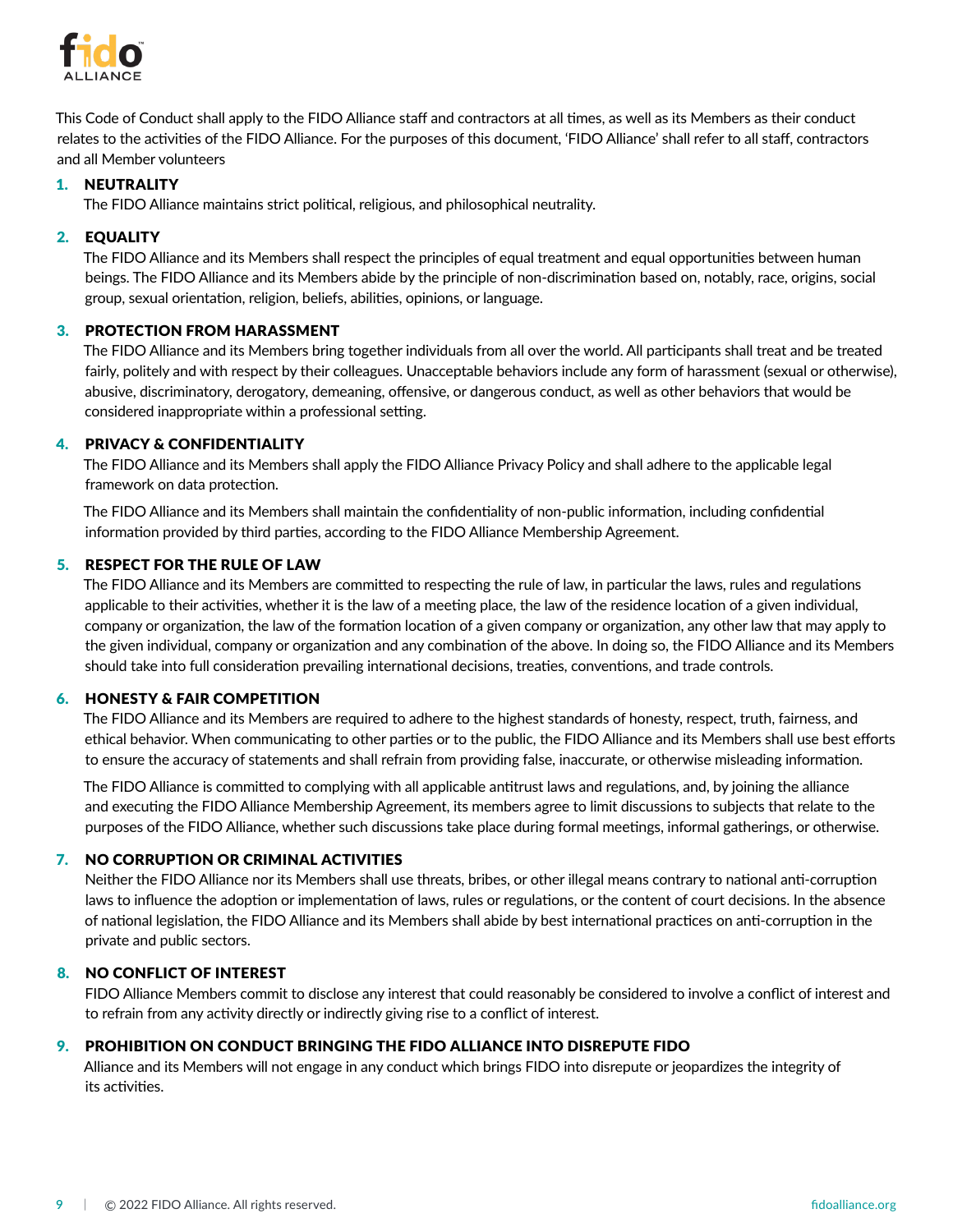This Code of Conduct shall apply to the FIDO Alliance staff and contractors at all times, as well as its Members as their conduct relates to the activities of the FIDO Alliance. For the purposes of this document, 'FIDO Alliance' shall refer to all staff, contractors and all Member volunteers

1. **NEUTRALITY**

   The FIDO Alliance maintains strict political, religious, and philosophical neutrality.

2. **EQUALITY**

   The FIDO Alliance and its Members shall respect the principles of equal treatment and equal opportunities between human beings. The FIDO Alliance and its Members abide by the principle of non-discrimination based on, notably, race, origins, social group, sexual orientation, religion, beliefs, abilities, opinions, or language.

3. **PROTECTION FROM HARASSMENT**

   The FIDO Alliance and its Members bring together individuals from all over the world. All participants shall treat and be treated fairly, politely and with respect by their colleagues. Unacceptable behaviors include any form of harassment (sexual or otherwise), abusive, discriminatory, derogatory, demeaning, offensive, or dangerous conduct, as well as other behaviors that would be considered inappropriate within a professional setting.

4. **PRIVACY & CONFIDENTIALITY**

   The FIDO Alliance and its Members shall apply the FIDO Alliance Privacy Policy and shall adhere to the applicable legal framework on data protection.

   The FIDO Alliance and its Members shall maintain the confidentiality of non-public information, including confidential information provided by third parties, according to the FIDO Alliance Membership Agreement.

5. **RESPECT FOR THE RULE OF LAW**

   The FIDO Alliance and its Members are committed to respecting the rule of law, in particular the laws, rules and regulations applicable to their activities, whether it is the law of a meeting place, the law of the residence location of a given individual, company or organization, the law of the formation location of a given company or organization, any other law that may apply to the given individual, company or organization and any combination of the above. In doing so, the FIDO Alliance and its Members should take into full consideration prevailing international decisions, treaties, conventions, and trade controls.

6. **HONESTY & FAIR COMPETITION**

   The FIDO Alliance and its Members are required to adhere to the highest standards of honesty, respect, truth, fairness, and ethical behavior. When communicating to other parties or to the public, the FIDO Alliance and its Members shall use best efforts to ensure the accuracy of statements and shall refrain from providing false, inaccurate, or otherwise misleading information.

   The FIDO Alliance is committed to complying with all applicable antitrust laws and regulations, and, by joining the alliance and executing the FIDO Alliance Membership Agreement, its members agree to limit discussions to subjects that relate to the purposes of the FIDO Alliance, whether such discussions take place during formal meetings, informal gatherings, or otherwise.

7. **NO CORRUPTION OR CRIMINAL ACTIVITIES**

   Neither the FIDO Alliance nor its Members shall use threats, bribes, or other illegal means contrary to national anti-corruption laws to influence the adoption or implementation of laws, rules or regulations, or the content of court decisions. In the absence of national legislation, the FIDO Alliance and its Members shall abide by best international practices on anti-corruption in the private and public sectors.

8. **NO CONFLICT OF INTEREST**

   FIDO Alliance Members commit to disclose any interest that could reasonably be considered to involve a conflict of interest and to refrain from any activity directly or indirectly giving rise to a conflict of interest.

9. **PROHIBITION ON CONDUCT BRINGING THE FIDO ALLIANCE INTO DISREPUTE FIDO**

   Alliance and its Members will not engage in any conduct which brings FIDO into disrepute or jeopardizes the integrity of its activities.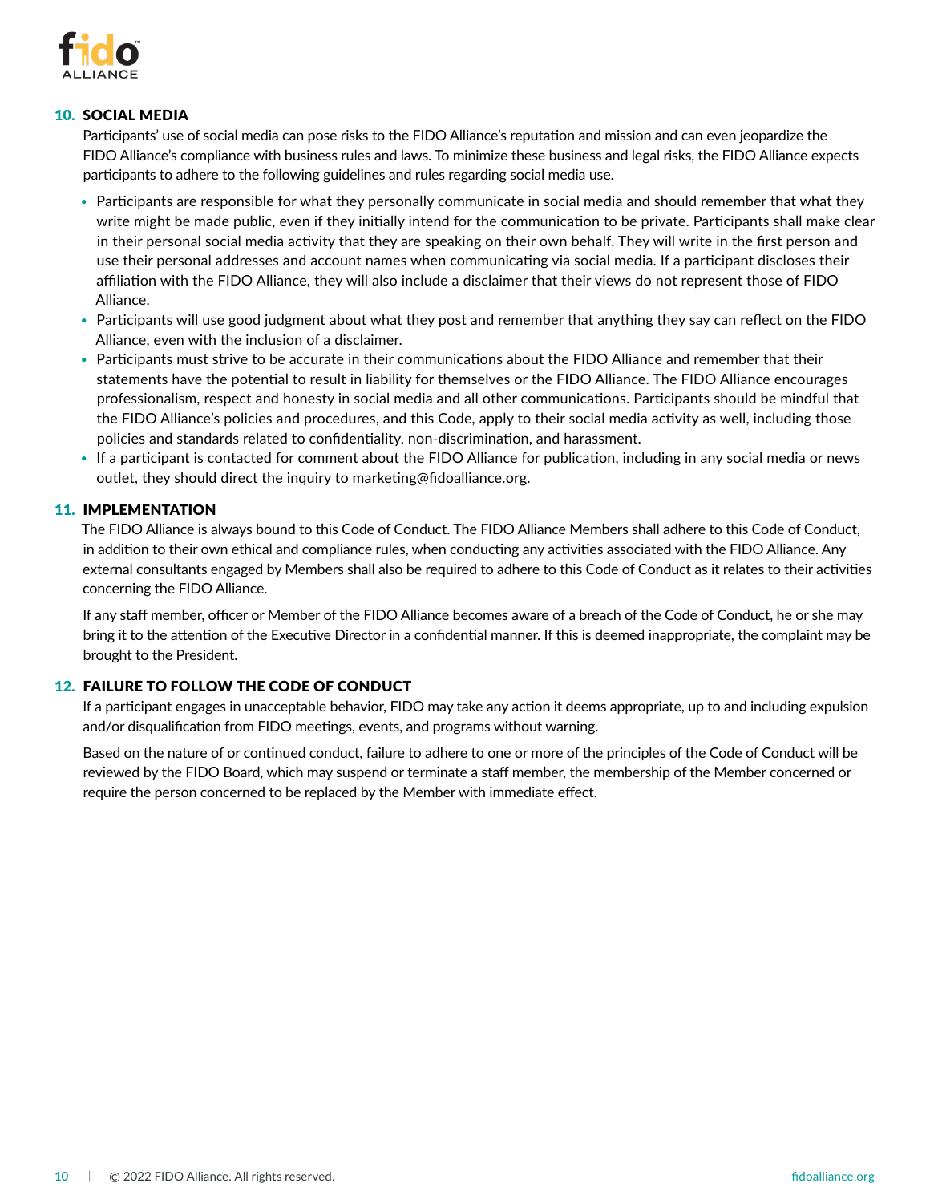## 10. SOCIAL MEDIA

Participants' use of social media can pose risks to the FIDO Alliance's reputation and mission and can even jeopardize the FIDO Alliance's compliance with business rules and laws. To minimize these business and legal risks, the FIDO Alliance expects participants to adhere to the following guidelines and rules regarding social media use.

- Participants are responsible for what they personally communicate in social media and should remember that what they write might be made public, even if they initially intend for the communication to be private. Participants shall make clear in their personal social media activity that they are speaking on their own behalf. They will write in the first person and use their personal addresses and account names when communicating via social media. If a participant discloses their affiliation with the FIDO Alliance, they will also include a disclaimer that their views do not represent those of FIDO Alliance.
- Participants will use good judgment about what they post and remember that anything they say can reflect on the FIDO Alliance, even with the inclusion of a disclaimer.
- Participants must strive to be accurate in their communications about the FIDO Alliance and remember that their statements have the potential to result in liability for themselves or the FIDO Alliance. The FIDO Alliance encourages professionalism, respect and honesty in social media and all other communications. Participants should be mindful that the FIDO Alliance's policies and procedures, and this Code, apply to their social media activity as well, including those policies and standards related to confidentiality, non-discrimination, and harassment.
- If a participant is contacted for comment about the FIDO Alliance for publication, including in any social media or news outlet, they should direct the inquiry to marketing@fidoalliance.org.

## 11. IMPLEMENTATION

The FIDO Alliance is always bound to this Code of Conduct. The FIDO Alliance Members shall adhere to this Code of Conduct, in addition to their own ethical and compliance rules, when conducting any activities associated with the FIDO Alliance. Any external consultants engaged by Members shall also be required to adhere to this Code of Conduct as it relates to their activities concerning the FIDO Alliance.

If any staff member, officer or Member of the FIDO Alliance becomes aware of a breach of the Code of Conduct, he or she may bring it to the attention of the Executive Director in a confidential manner. If this is deemed inappropriate, the complaint may be brought to the President.

## 12. FAILURE TO FOLLOW THE CODE OF CONDUCT

If a participant engages in unacceptable behavior, FIDO may take any action it deems appropriate, up to and including expulsion and/or disqualification from FIDO meetings, events, and programs without warning.

Based on the nature of or continued conduct, failure to adhere to one or more of the principles of the Code of Conduct will be reviewed by the FIDO Board, which may suspend or terminate a staff member, the membership of the Member concerned or require the person concerned to be replaced by the Member with immediate effect.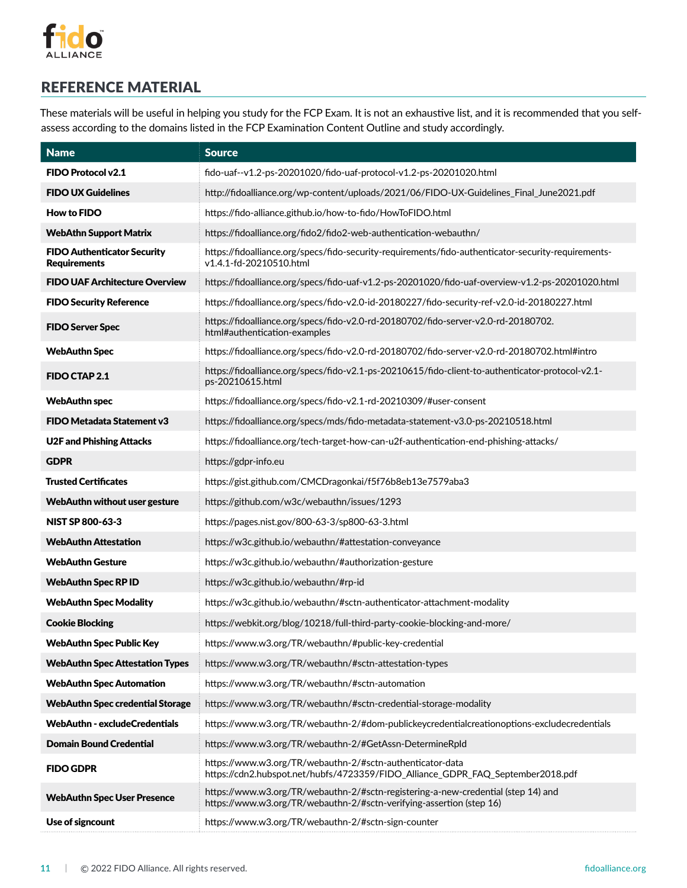## REFERENCE MATERIAL

These materials will be useful in helping you study for the FCP Exam. It is not an exhaustive list, and it is recommended that you self-assess according to the domains listed in the FCP Examination Content Outline and study accordingly.

| Name | Source |
|---|---|
| **FIDO Protocol v2.1** | fido-uaf--v1.2-ps-20201020/fido-uaf-protocol-v1.2-ps-20201020.html |
| **FIDO UX Guidelines** | http://fidoalliance.org/wp-content/uploads/2021/06/FIDO-UX-Guidelines_Final_June2021.pdf |
| **How to FIDO** | https://fido-alliance.github.io/how-to-fido/HowToFIDO.html |
| **WebAthn Support Matrix** | https://fidoalliance.org/fido2/fido2-web-authentication-webauthn/ |
| **FIDO Authenticator Security Requirements** | https://fidoalliance.org/specs/fido-security-requirements/fido-authenticator-security-requirements-v1.4.1-fd-20210510.html |
| **FIDO UAF Architecture Overview** | https://fidoalliance.org/specs/fido-uaf-v1.2-ps-20201020/fido-uaf-overview-v1.2-ps-20201020.html |
| **FIDO Security Reference** | https://fidoalliance.org/specs/fido-v2.0-id-20180227/fido-security-ref-v2.0-id-20180227.html |
| **FIDO Server Spec** | https://fidoalliance.org/specs/fido-v2.0-rd-20180702/fido-server-v2.0-rd-20180702.html#authentication-examples |
| **WebAuthn Spec** | https://fidoalliance.org/specs/fido-v2.0-rd-20180702/fido-server-v2.0-rd-20180702.html#intro |
| **FIDO CTAP 2.1** | https://fidoalliance.org/specs/fido-v2.1-ps-20210615/fido-client-to-authenticator-protocol-v2.1-ps-20210615.html |
| **WebAuthn spec** | https://fidoalliance.org/specs/fido-v2.1-rd-20210309/#user-consent |
| **FIDO Metadata Statement v3** | https://fidoalliance.org/specs/mds/fido-metadata-statement-v3.0-ps-20210518.html |
| **U2F and Phishing Attacks** | https://fidoalliance.org/tech-target-how-can-u2f-authentication-end-phishing-attacks/ |
| **GDPR** | https://gdpr-info.eu |
| **Trusted Certificates** | https://gist.github.com/CMCDragonkai/f5f76b8eb13e7579aba3 |
| **WebAuthn without user gesture** | https://github.com/w3c/webauthn/issues/1293 |
| **NIST SP 800-63-3** | https://pages.nist.gov/800-63-3/sp800-63-3.html |
| **WebAuthn Attestation** | https://w3c.github.io/webauthn/#attestation-conveyance |
| **WebAuthn Gesture** | https://w3c.github.io/webauthn/#authorization-gesture |
| **WebAuthn Spec RP ID** | https://w3c.github.io/webauthn/#rp-id |
| **WebAuthn Spec Modality** | https://w3c.github.io/webauthn/#sctn-authenticator-attachment-modality |
| **Cookie Blocking** | https://webkit.org/blog/10218/full-third-party-cookie-blocking-and-more/ |
| **WebAuthn Spec Public Key** | https://www.w3.org/TR/webauthn/#public-key-credential |
| **WebAuthn Spec Attestation Types** | https://www.w3.org/TR/webauthn/#sctn-attestation-types |
| **WebAuthn Spec Automation** | https://www.w3.org/TR/webauthn/#sctn-automation |
| **WebAuthn Spec credential Storage** | https://www.w3.org/TR/webauthn/#sctn-credential-storage-modality |
| **WebAuthn - excludeCredentials** | https://www.w3.org/TR/webauthn-2/#dom-publickeycredentialcreationoptions-excludecredentials |
| **Domain Bound Credential** | https://www.w3.org/TR/webauthn-2/#GetAssn-DetermineRpId |
| **FIDO GDPR** | https://www.w3.org/TR/webauthn-2/#sctn-authenticator-data<br>https://cdn2.hubspot.net/hubfs/4723359/FIDO_Alliance_GDPR_FAQ_September2018.pdf |
| **WebAuthn Spec User Presence** | https://www.w3.org/TR/webauthn-2/#sctn-registering-a-new-credential (step 14) and https://www.w3.org/TR/webauthn-2/#sctn-verifying-assertion (step 16) |
| **Use of signcount** | https://www.w3.org/TR/webauthn-2/#sctn-sign-counter |